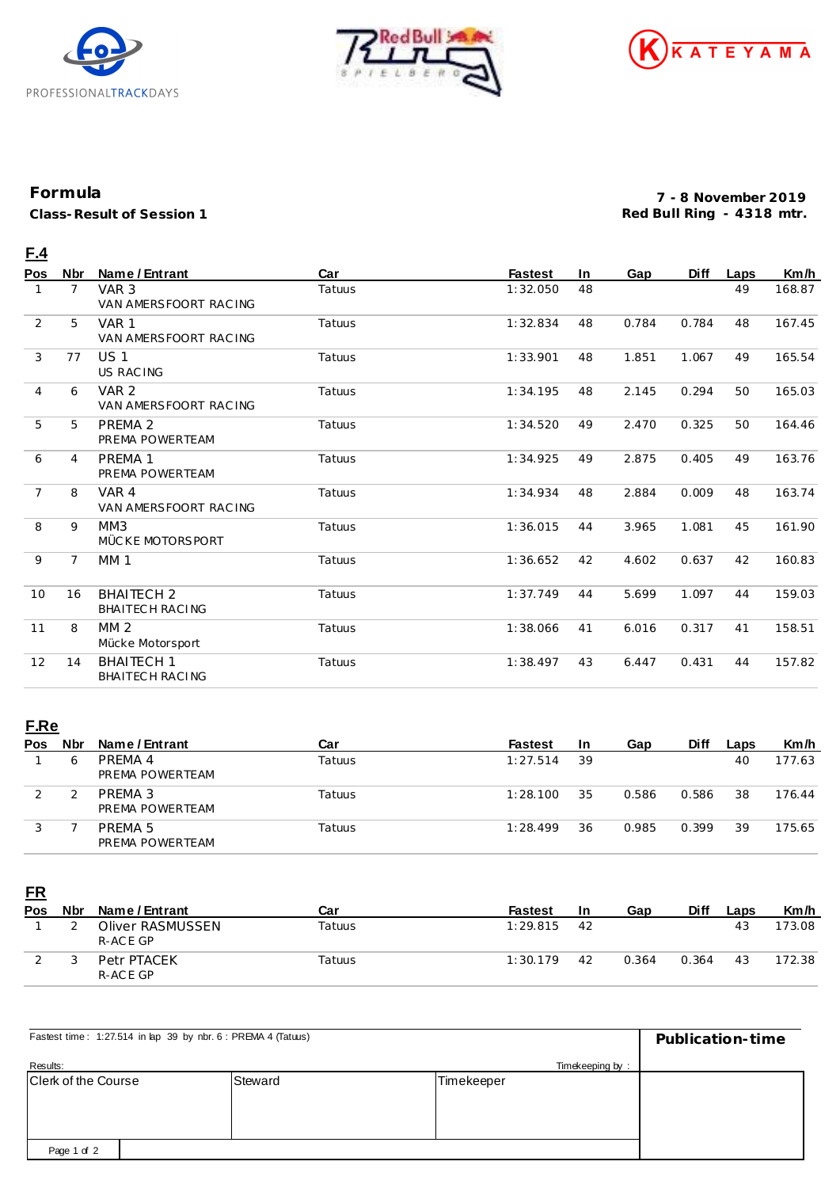PROFESSIONALTRACKDAYS

KATEYAMA

# Formula

**Class-Result of Session 1**

**7 - 8 November 2019**
**Red Bull Ring - 4318 mtr.**

## F.4

| Pos | Nbr | Name / Entrant | Car | Fastest | In | Gap | Diff | Laps | Km/h |
|---|---|---|---|---|---|---|---|---|---|
| 1 | 7 | VAR 3<br>VAN AMERSFOORT RACING | Tatuus | 1:32.050 | 48 | | | 49 | 168.87 |
| 2 | 5 | VAR 1<br>VAN AMERSFOORT RACING | Tatuus | 1:32.834 | 48 | 0.784 | 0.784 | 48 | 167.45 |
| 3 | 77 | US 1<br>US RACING | Tatuus | 1:33.901 | 48 | 1.851 | 1.067 | 49 | 165.54 |
| 4 | 6 | VAR 2<br>VAN AMERSFOORT RACING | Tatuus | 1:34.195 | 48 | 2.145 | 0.294 | 50 | 165.03 |
| 5 | 5 | PREMA 2<br>PREMA POWERTEAM | Tatuus | 1:34.520 | 49 | 2.470 | 0.325 | 50 | 164.46 |
| 6 | 4 | PREMA 1<br>PREMA POWERTEAM | Tatuus | 1:34.925 | 49 | 2.875 | 0.405 | 49 | 163.76 |
| 7 | 8 | VAR 4<br>VAN AMERSFOORT RACING | Tatuus | 1:34.934 | 48 | 2.884 | 0.009 | 48 | 163.74 |
| 8 | 9 | MM3<br>MÜCKE MOTORSPORT | Tatuus | 1:36.015 | 44 | 3.965 | 1.081 | 45 | 161.90 |
| 9 | 7 | MM 1 | Tatuus | 1:36.652 | 42 | 4.602 | 0.637 | 42 | 160.83 |
| 10 | 16 | BHAITECH 2<br>BHAITECH RACING | Tatuus | 1:37.749 | 44 | 5.699 | 1.097 | 44 | 159.03 |
| 11 | 8 | MM 2<br>Mücke Motorsport | Tatuus | 1:38.066 | 41 | 6.016 | 0.317 | 41 | 158.51 |
| 12 | 14 | BHAITECH 1<br>BHAITECH RACING | Tatuus | 1:38.497 | 43 | 6.447 | 0.431 | 44 | 157.82 |

## F.Re

| Pos | Nbr | Name / Entrant | Car | Fastest | In | Gap | Diff | Laps | Km/h |
|---|---|---|---|---|---|---|---|---|---|
| 1 | 6 | PREMA 4<br>PREMA POWERTEAM | Tatuus | 1:27.514 | 39 | | | 40 | 177.63 |
| 2 | 2 | PREMA 3<br>PREMA POWERTEAM | Tatuus | 1:28.100 | 35 | 0.586 | 0.586 | 38 | 176.44 |
| 3 | 7 | PREMA 5<br>PREMA POWERTEAM | Tatuus | 1:28.499 | 36 | 0.985 | 0.399 | 39 | 175.65 |

## FR

| Pos | Nbr | Name / Entrant | Car | Fastest | In | Gap | Diff | Laps | Km/h |
|---|---|---|---|---|---|---|---|---|---|
| 1 | 2 | Oliver RASMUSSEN<br>R-ACE GP | Tatuus | 1:29.815 | 42 | | | 43 | 173.08 |
| 2 | 3 | Petr PTACEK<br>R-ACE GP | Tatuus | 1:30.179 | 42 | 0.364 | 0.364 | 43 | 172.38 |

Fastest time : 1:27.514 in lap 39 by nbr. 6 : PREMA 4 (Tatuus)

**Publication-time**

Results: Timekeeping by :

| Clerk of the Course | Steward | Timekeeper |
|---|---|---|
| | | |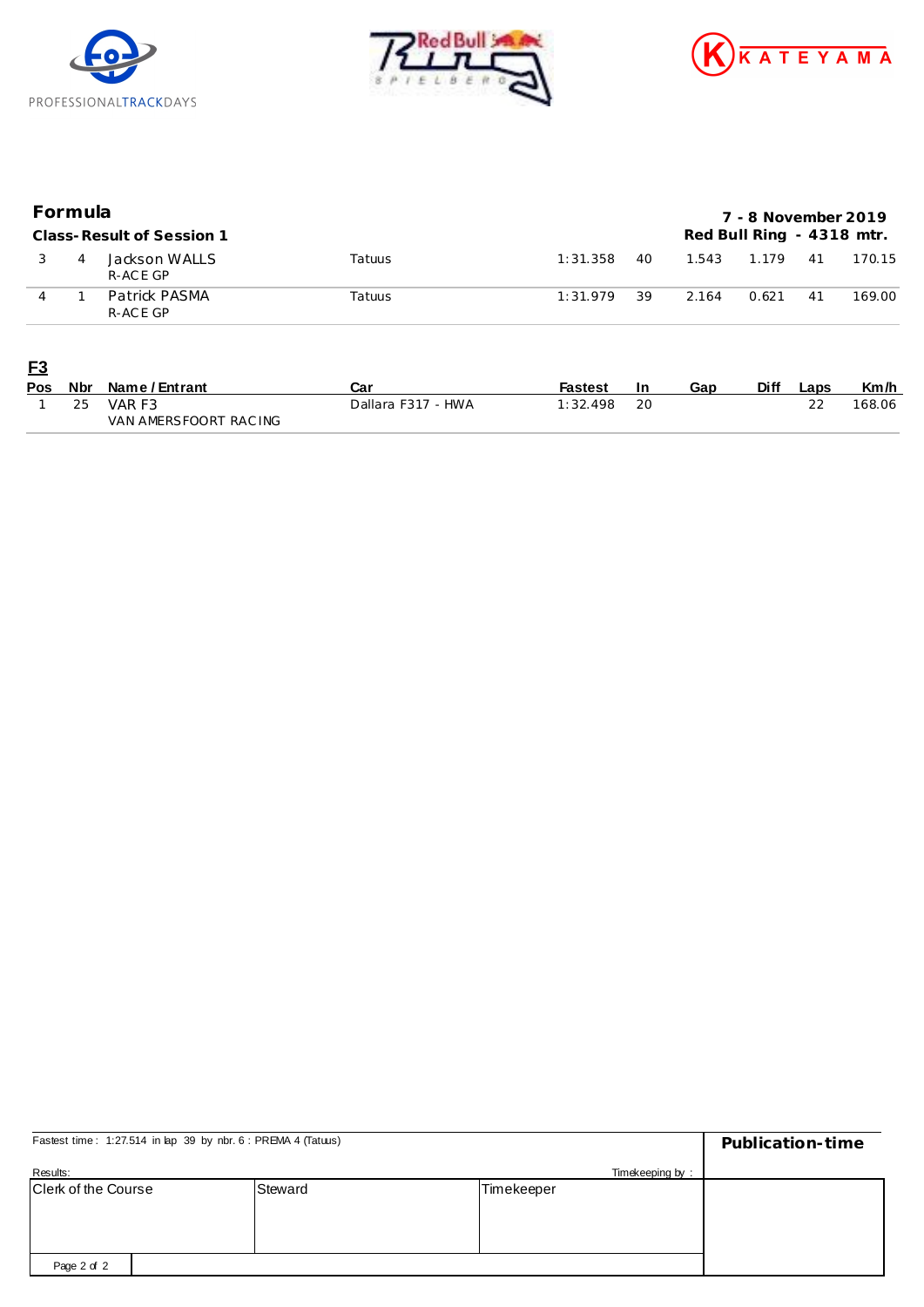## Formula

**Class-Result of Session 1**

**7 - 8 November 2019**
**Red Bull Ring - 4318 mtr.**

| Pos | Nbr | Name / Entrant | Car | Fastest | In | Gap | Diff | Laps | Km/h |
|---|---|---|---|---|---|---|---|---|---|
| 3 | 4 | Jackson WALLS<br>R-ACE GP | Tatuus | 1:31.358 | 40 | 1.543 | 1.179 | 41 | 170.15 |
| 4 | 1 | Patrick PASMA<br>R-ACE GP | Tatuus | 1:31.979 | 39 | 2.164 | 0.621 | 41 | 169.00 |

### F3

| Pos | Nbr | Name / Entrant | Car | Fastest | In | Gap | Diff | Laps | Km/h |
|---|---|---|---|---|---|---|---|---|---|
| 1 | 25 | VAR F3<br>VAN AMERSFOORT RACING | Dallara F317 - HWA | 1:32.498 | 20 | | | 22 | 168.06 |

Fastest time : 1:27.514 in lap 39 by nbr. 6 : PREMA 4 (Tatuus)

Results:

Timekeeping by :

| Clerk of the Course | Steward | Timekeeper | Publication-time |
|---|---|---|---|
| | | | |